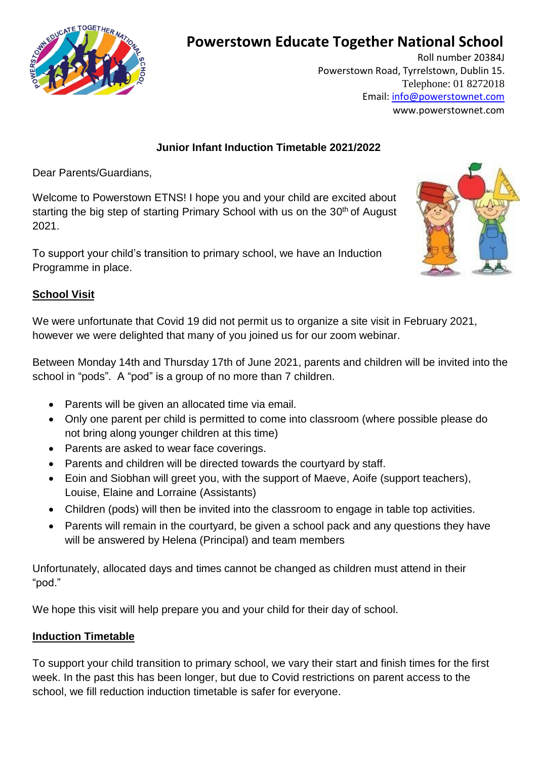# Powerstown Educate Together National School

Roll number 20384J
Powerstown Road, Tyrrelstown, Dublin 15.
Telephone: 01 8272018
Email: info@powerstownet.com
www.powerstownet.com

**Junior Infant Induction Timetable 2021/2022**

Dear Parents/Guardians,

Welcome to Powerstown ETNS! I hope you and your child are excited about starting the big step of starting Primary School with us on the 30th of August 2021.

To support your child's transition to primary school, we have an Induction Programme in place.

## School Visit

We were unfortunate that Covid 19 did not permit us to organize a site visit in February 2021, however we were delighted that many of you joined us for our zoom webinar.

Between Monday 14th and Thursday 17th of June 2021, parents and children will be invited into the school in "pods". A "pod" is a group of no more than 7 children.

- Parents will be given an allocated time via email.
- Only one parent per child is permitted to come into classroom (where possible please do not bring along younger children at this time)
- Parents are asked to wear face coverings.
- Parents and children will be directed towards the courtyard by staff.
- Eoin and Siobhan will greet you, with the support of Maeve, Aoife (support teachers), Louise, Elaine and Lorraine (Assistants)
- Children (pods) will then be invited into the classroom to engage in table top activities.
- Parents will remain in the courtyard, be given a school pack and any questions they have will be answered by Helena (Principal) and team members

Unfortunately, allocated days and times cannot be changed as children must attend in their "pod."

We hope this visit will help prepare you and your child for their day of school.

## Induction Timetable

To support your child transition to primary school, we vary their start and finish times for the first week. In the past this has been longer, but due to Covid restrictions on parent access to the school, we fill reduction induction timetable is safer for everyone.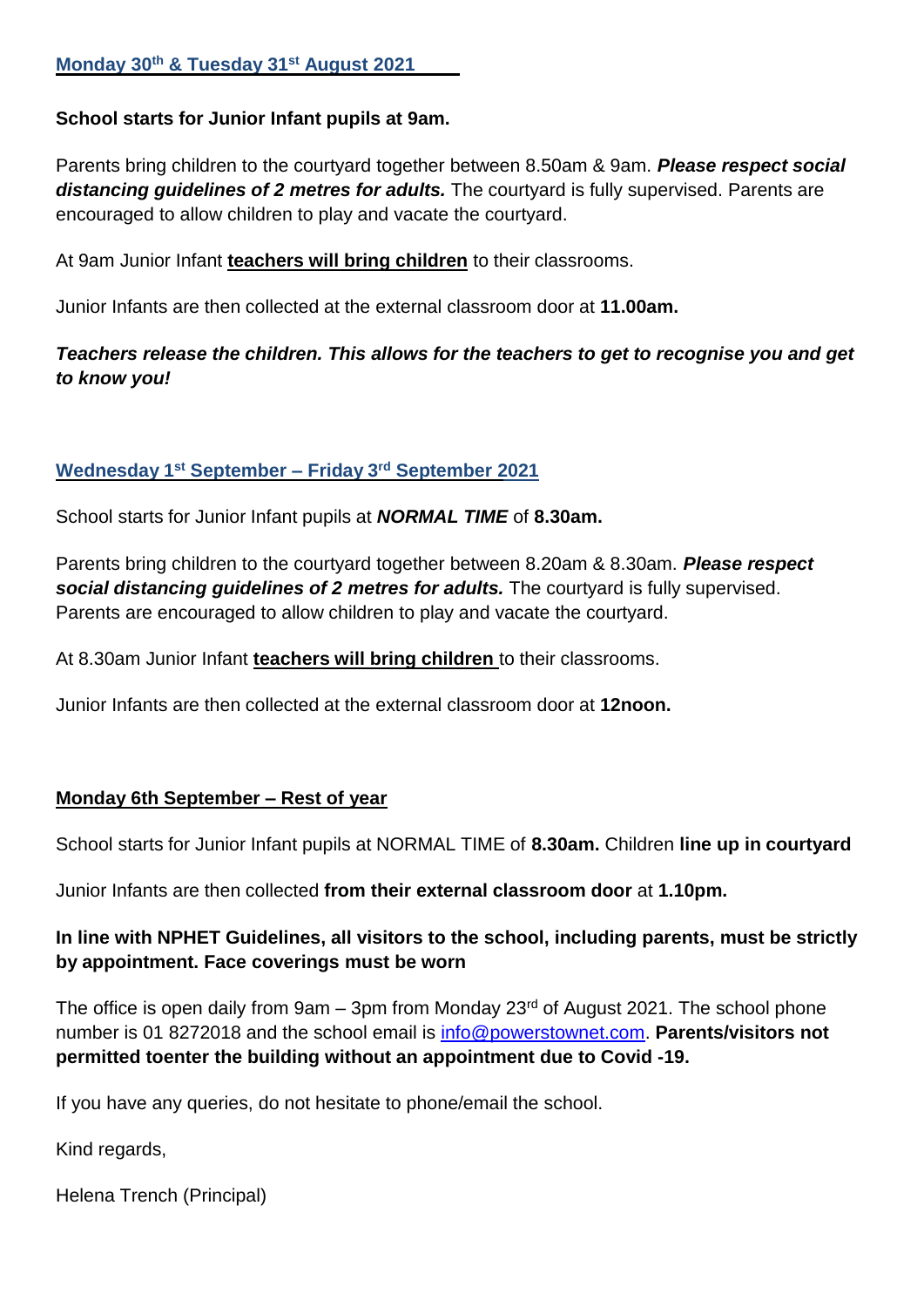## Monday 30th & Tuesday 31st August 2021

**School starts for Junior Infant pupils at 9am.**

Parents bring children to the courtyard together between 8.50am & 9am. ***Please respect social distancing guidelines of 2 metres for adults.*** The courtyard is fully supervised. Parents are encouraged to allow children to play and vacate the courtyard.

At 9am Junior Infant **teachers will bring children** to their classrooms.

Junior Infants are then collected at the external classroom door at **11.00am.**

***Teachers release the children. This allows for the teachers to get to recognise you and get to know you!***

## Wednesday 1st September – Friday 3rd September 2021

School starts for Junior Infant pupils at ***NORMAL TIME*** of **8.30am.**

Parents bring children to the courtyard together between 8.20am & 8.30am. ***Please respect social distancing guidelines of 2 metres for adults.*** The courtyard is fully supervised. Parents are encouraged to allow children to play and vacate the courtyard.

At 8.30am Junior Infant **teachers will bring children** to their classrooms.

Junior Infants are then collected at the external classroom door at **12noon.**

## Monday 6th September – Rest of year

School starts for Junior Infant pupils at NORMAL TIME of **8.30am.** Children **line up in courtyard**

Junior Infants are then collected **from their external classroom door** at **1.10pm.**

**In line with NPHET Guidelines, all visitors to the school, including parents, must be strictly by appointment. Face coverings must be worn**

The office is open daily from 9am – 3pm from Monday 23rd of August 2021. The school phone number is 01 8272018 and the school email is info@powerstownet.com. **Parents/visitors not permitted toenter the building without an appointment due to Covid -19.**

If you have any queries, do not hesitate to phone/email the school.

Kind regards,

Helena Trench (Principal)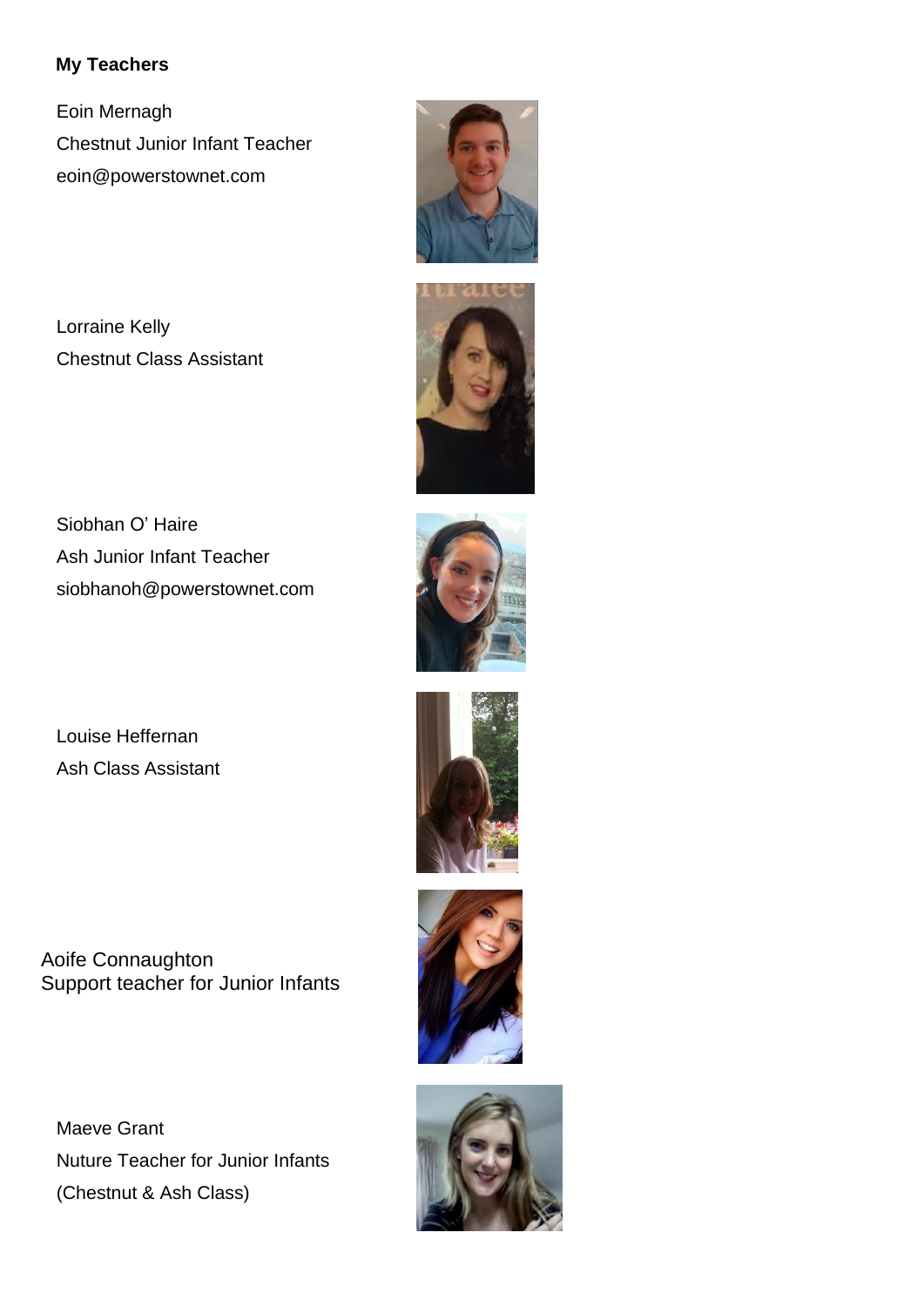**My Teachers**

Eoin Mernagh
Chestnut Junior Infant Teacher
eoin@powerstownet.com

Lorraine Kelly
Chestnut Class Assistant

Siobhan O' Haire
Ash Junior Infant Teacher
siobhanoh@powerstownet.com

Louise Heffernan
Ash Class Assistant

Aoife Connaughton
Support teacher for Junior Infants

Maeve Grant
Nuture Teacher for Junior Infants
(Chestnut & Ash Class)